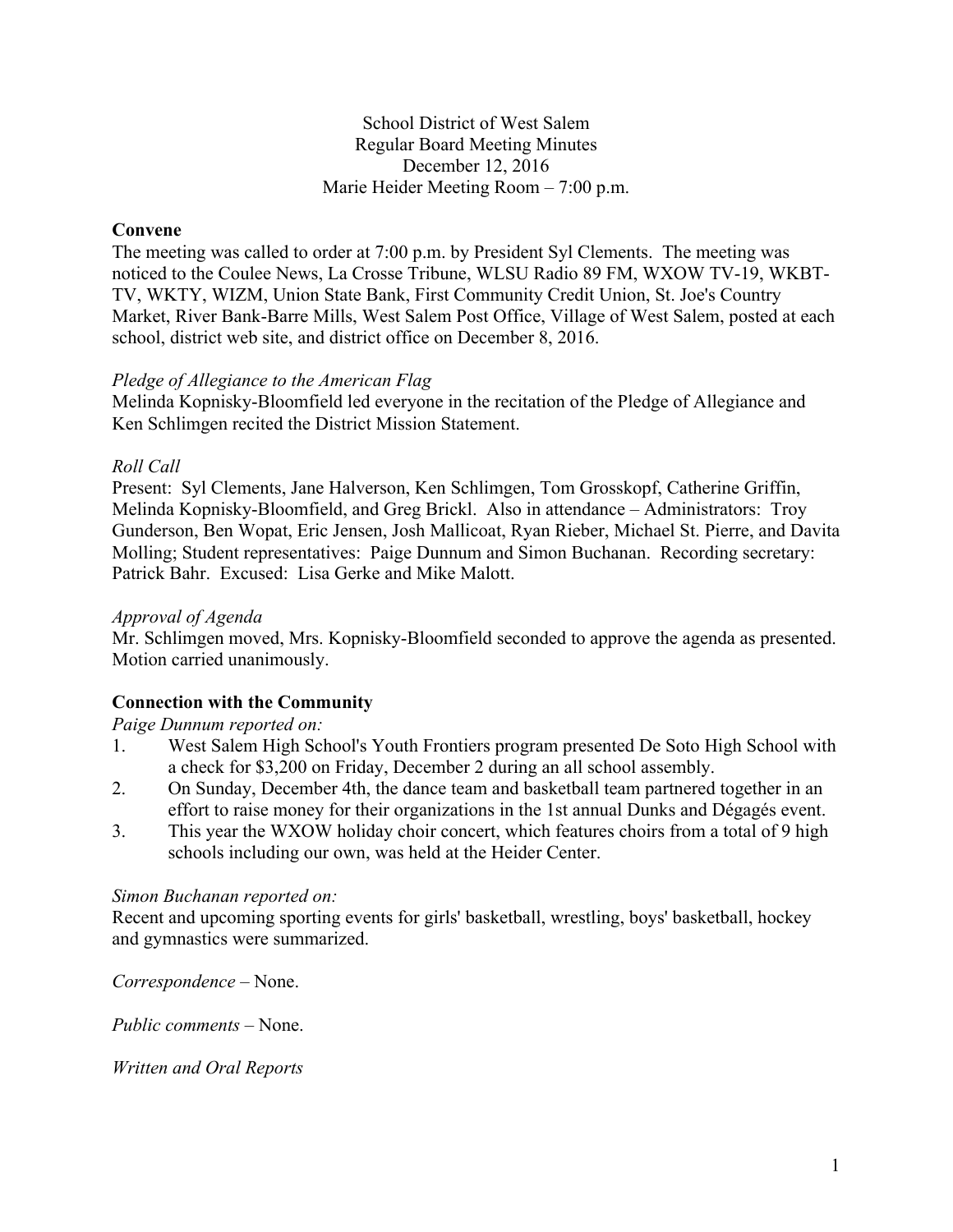School District of West Salem
Regular Board Meeting Minutes
December 12, 2016
Marie Heider Meeting Room – 7:00 p.m.

**Convene**

The meeting was called to order at 7:00 p.m. by President Syl Clements. The meeting was noticed to the Coulee News, La Crosse Tribune, WLSU Radio 89 FM, WXOW TV-19, WKBT-TV, WKTY, WIZM, Union State Bank, First Community Credit Union, St. Joe's Country Market, River Bank-Barre Mills, West Salem Post Office, Village of West Salem, posted at each school, district web site, and district office on December 8, 2016.

*Pledge of Allegiance to the American Flag*

Melinda Kopnisky-Bloomfield led everyone in the recitation of the Pledge of Allegiance and Ken Schlimgen recited the District Mission Statement.

*Roll Call*

Present: Syl Clements, Jane Halverson, Ken Schlimgen, Tom Grosskopf, Catherine Griffin, Melinda Kopnisky-Bloomfield, and Greg Brickl. Also in attendance – Administrators: Troy Gunderson, Ben Wopat, Eric Jensen, Josh Mallicoat, Ryan Rieber, Michael St. Pierre, and Davita Molling; Student representatives: Paige Dunnum and Simon Buchanan. Recording secretary: Patrick Bahr. Excused: Lisa Gerke and Mike Malott.

*Approval of Agenda*

Mr. Schlimgen moved, Mrs. Kopnisky-Bloomfield seconded to approve the agenda as presented. Motion carried unanimously.

**Connection with the Community**

*Paige Dunnum reported on:*

1. West Salem High School's Youth Frontiers program presented De Soto High School with a check for $3,200 on Friday, December 2 during an all school assembly.
2. On Sunday, December 4th, the dance team and basketball team partnered together in an effort to raise money for their organizations in the 1st annual Dunks and Dégagés event.
3. This year the WXOW holiday choir concert, which features choirs from a total of 9 high schools including our own, was held at the Heider Center.

*Simon Buchanan reported on:*

Recent and upcoming sporting events for girls' basketball, wrestling, boys' basketball, hockey and gymnastics were summarized.

*Correspondence* – None.

*Public comments* – None.

*Written and Oral Reports*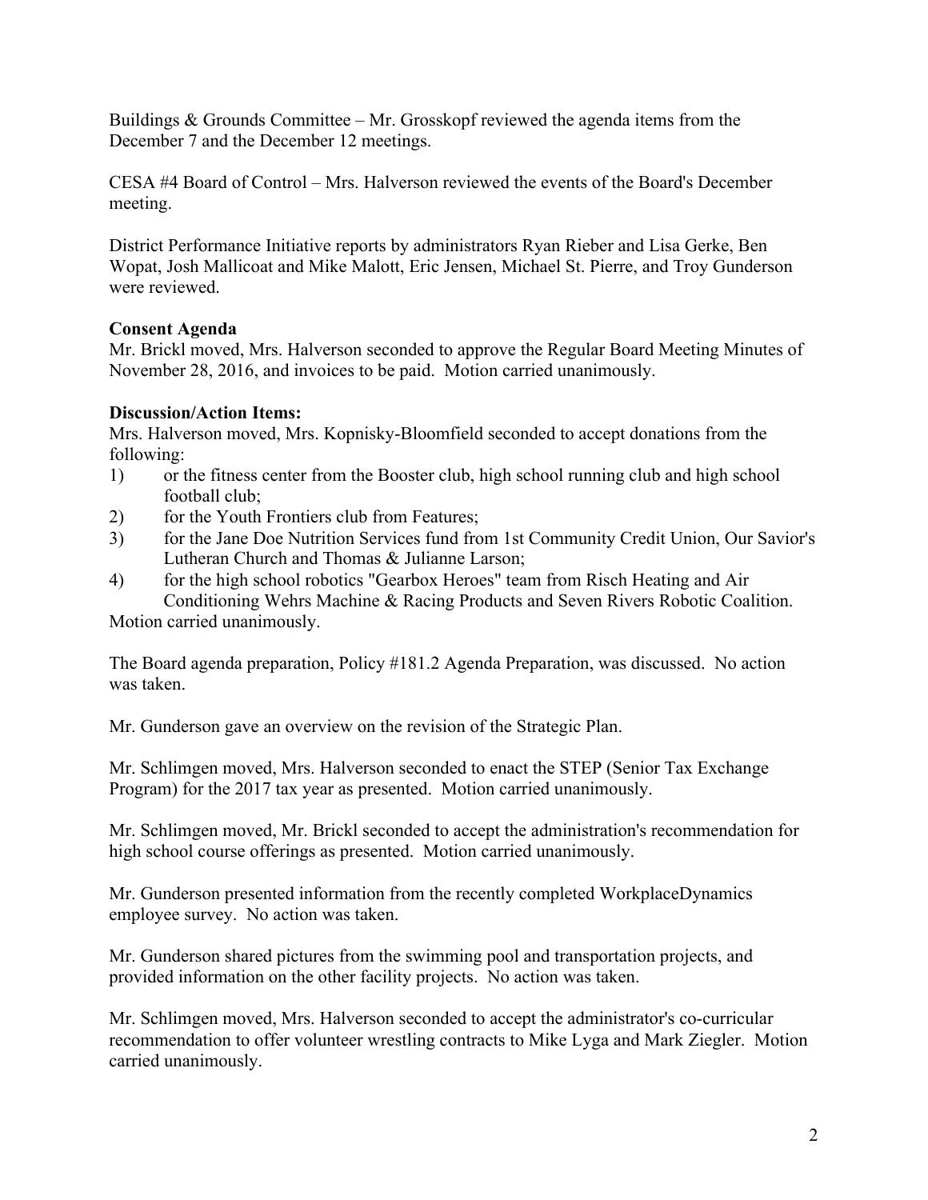Buildings & Grounds Committee – Mr. Grosskopf reviewed the agenda items from the December 7 and the December 12 meetings.

CESA #4 Board of Control – Mrs. Halverson reviewed the events of the Board's December meeting.

District Performance Initiative reports by administrators Ryan Rieber and Lisa Gerke, Ben Wopat, Josh Mallicoat and Mike Malott, Eric Jensen, Michael St. Pierre, and Troy Gunderson were reviewed.

**Consent Agenda**
Mr. Brickl moved, Mrs. Halverson seconded to approve the Regular Board Meeting Minutes of November 28, 2016, and invoices to be paid. Motion carried unanimously.

**Discussion/Action Items:**
Mrs. Halverson moved, Mrs. Kopnisky-Bloomfield seconded to accept donations from the following:

1) or the fitness center from the Booster club, high school running club and high school football club;
2) for the Youth Frontiers club from Features;
3) for the Jane Doe Nutrition Services fund from 1st Community Credit Union, Our Savior's Lutheran Church and Thomas & Julianne Larson;
4) for the high school robotics "Gearbox Heroes" team from Risch Heating and Air Conditioning Wehrs Machine & Racing Products and Seven Rivers Robotic Coalition.

Motion carried unanimously.

The Board agenda preparation, Policy #181.2 Agenda Preparation, was discussed. No action was taken.

Mr. Gunderson gave an overview on the revision of the Strategic Plan.

Mr. Schlimgen moved, Mrs. Halverson seconded to enact the STEP (Senior Tax Exchange Program) for the 2017 tax year as presented. Motion carried unanimously.

Mr. Schlimgen moved, Mr. Brickl seconded to accept the administration's recommendation for high school course offerings as presented. Motion carried unanimously.

Mr. Gunderson presented information from the recently completed WorkplaceDynamics employee survey. No action was taken.

Mr. Gunderson shared pictures from the swimming pool and transportation projects, and provided information on the other facility projects. No action was taken.

Mr. Schlimgen moved, Mrs. Halverson seconded to accept the administrator's co-curricular recommendation to offer volunteer wrestling contracts to Mike Lyga and Mark Ziegler. Motion carried unanimously.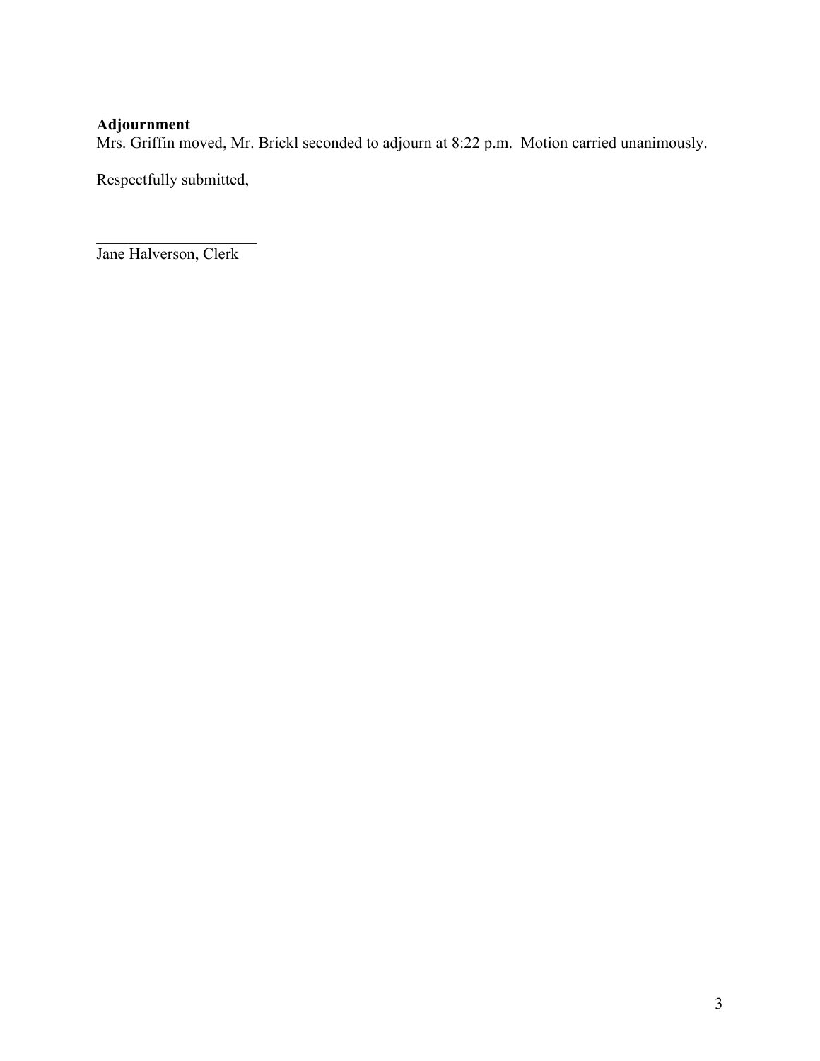**Adjournment**
Mrs. Griffin moved, Mr. Brickl seconded to adjourn at 8:22 p.m. Motion carried unanimously.

Respectfully submitted,

\_\_\_\_\_\_\_\_\_\_\_\_\_\_\_\_\_\_\_\_\_\_

Jane Halverson, Clerk